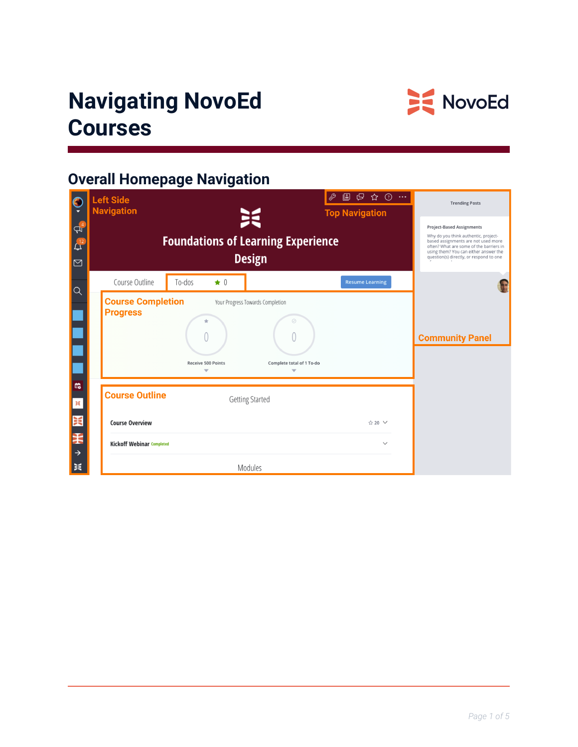# Navigating NovoEd Courses

## Overall Homepage Navigation

Left Side Navigation

Top Navigation

Foundations of Learning Experience Design

Course Outline

To-dos 0

Resume Learning

Course Completion Progress

Your Progress Towards Completion

0

Receive 500 Points

0

Complete total of 1 To-do

Course Outline

Getting Started

Course Overview 20

Kickoff Webinar Completed

Modules

Trending Posts

Project-Based Assignments

Why do you think authentic, project-based assignments are not used more often? What are some of the barriers in using them? You can either answer the question(s) directly, or respond to one

Community Panel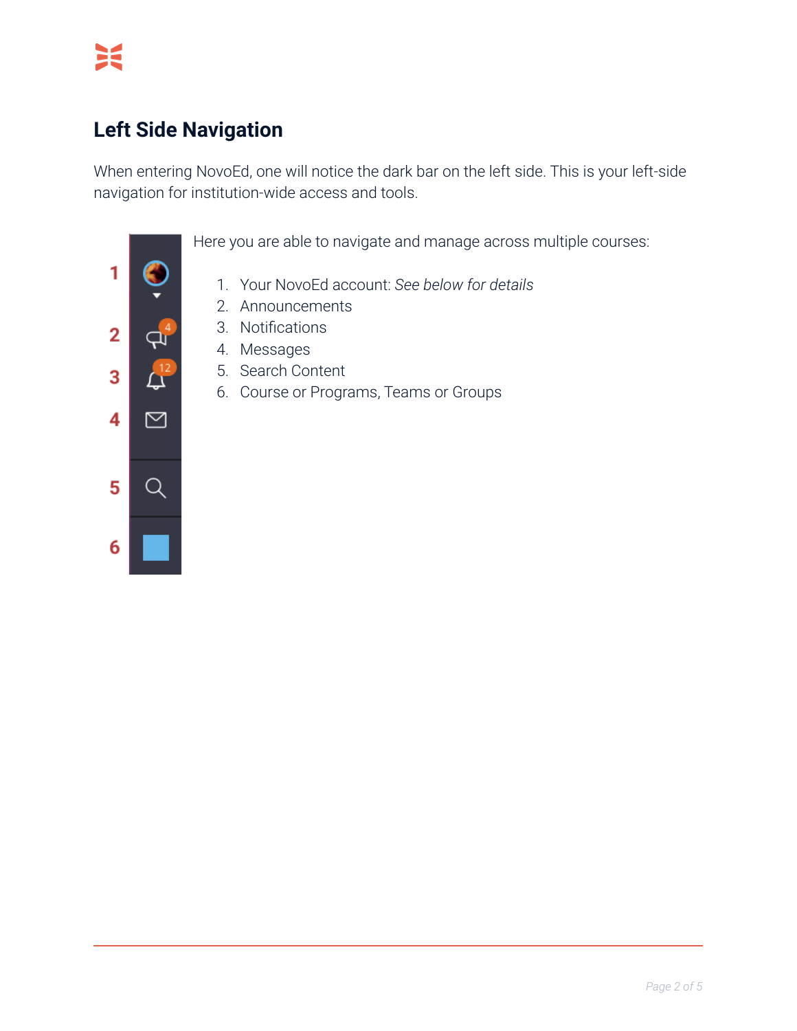## Left Side Navigation

When entering NovoEd, one will notice the dark bar on the left side. This is your left-side navigation for institution-wide access and tools.

Here you are able to navigate and manage across multiple courses:

1. Your NovoEd account: *See below for details*
2. Announcements
3. Notifications
4. Messages
5. Search Content
6. Course or Programs, Teams or Groups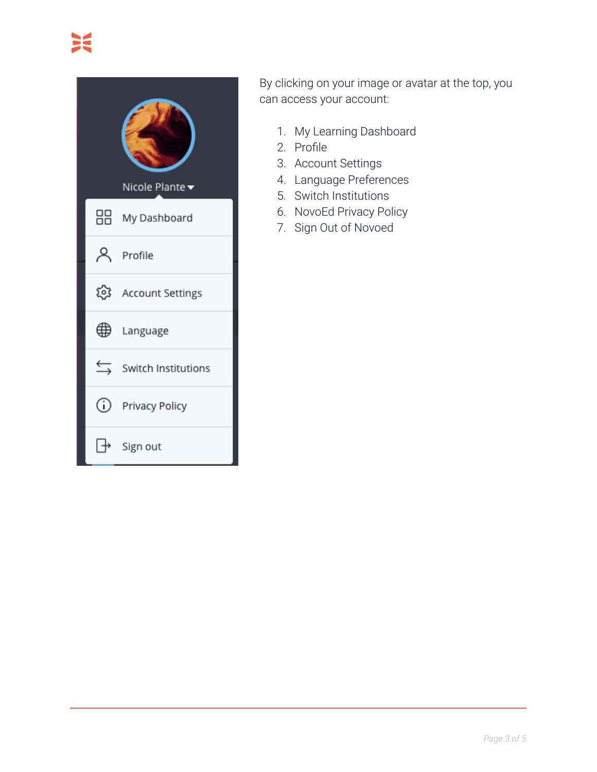By clicking on your image or avatar at the top, you can access your account:

1. My Learning Dashboard
2. Profile
3. Account Settings
4. Language Preferences
5. Switch Institutions
6. NovoEd Privacy Policy
7. Sign Out of Novoed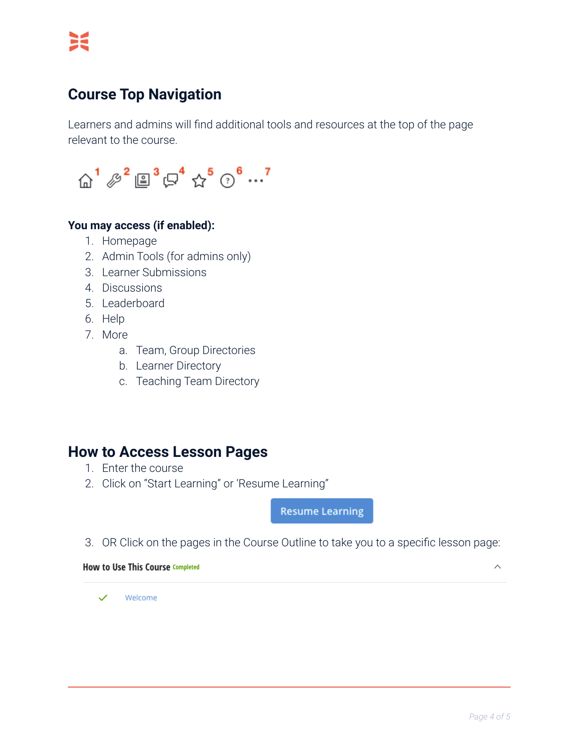## Course Top Navigation

Learners and admins will find additional tools and resources at the top of the page relevant to the course.

**You may access (if enabled):**

1. Homepage
2. Admin Tools (for admins only)
3. Learner Submissions
4. Discussions
5. Leaderboard
6. Help
7. More
   a. Team, Group Directories
   b. Learner Directory
   c. Teaching Team Directory

## How to Access Lesson Pages

1. Enter the course
2. Click on "Start Learning" or 'Resume Learning"

Resume Learning

3. OR Click on the pages in the Course Outline to take you to a specific lesson page:

How to Use This Course Completed

✓ Welcome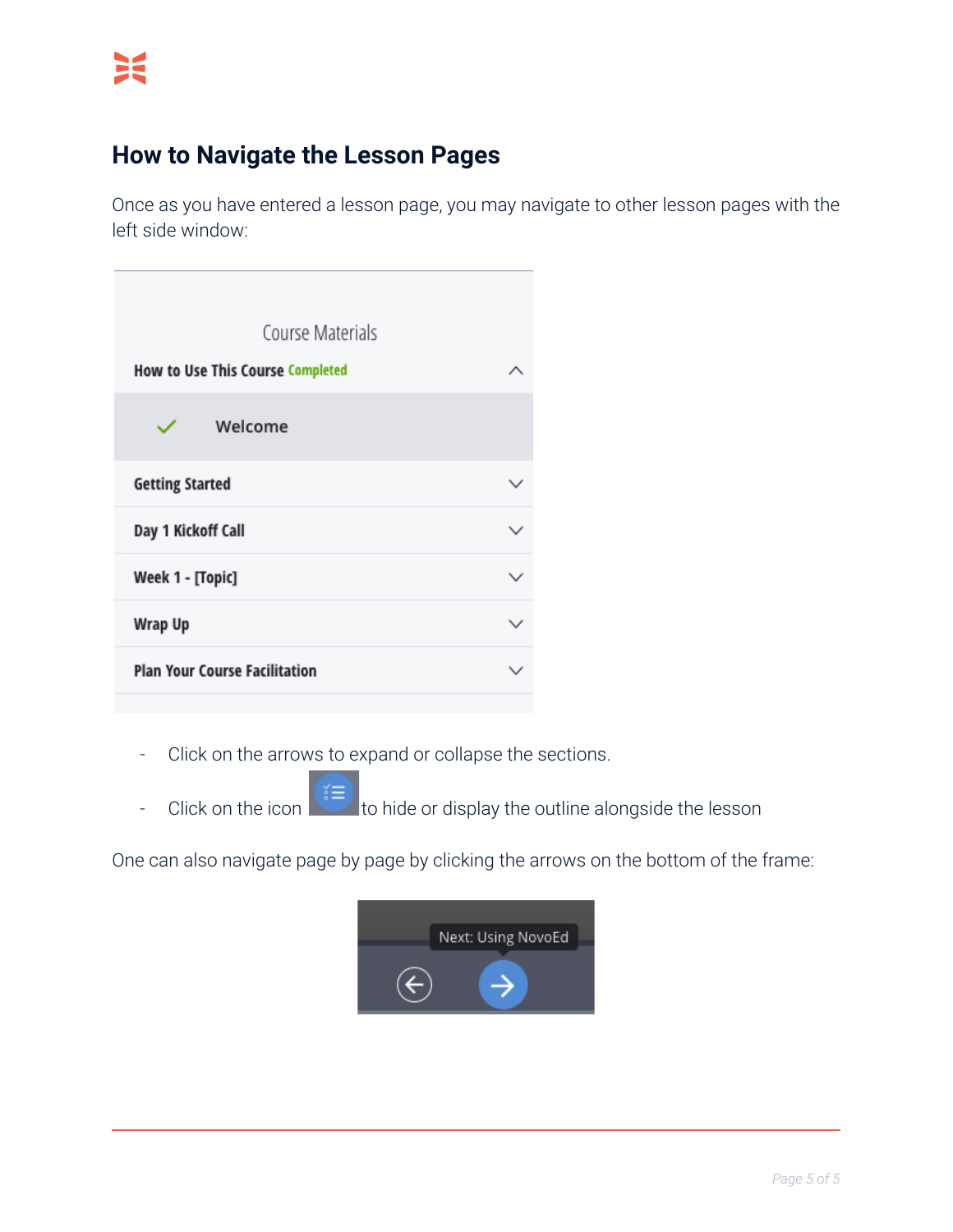## How to Navigate the Lesson Pages

Once as you have entered a lesson page, you may navigate to other lesson pages with the left side window:

- Click on the arrows to expand or collapse the sections.
- Click on the icon to hide or display the outline alongside the lesson

One can also navigate page by page by clicking the arrows on the bottom of the frame: